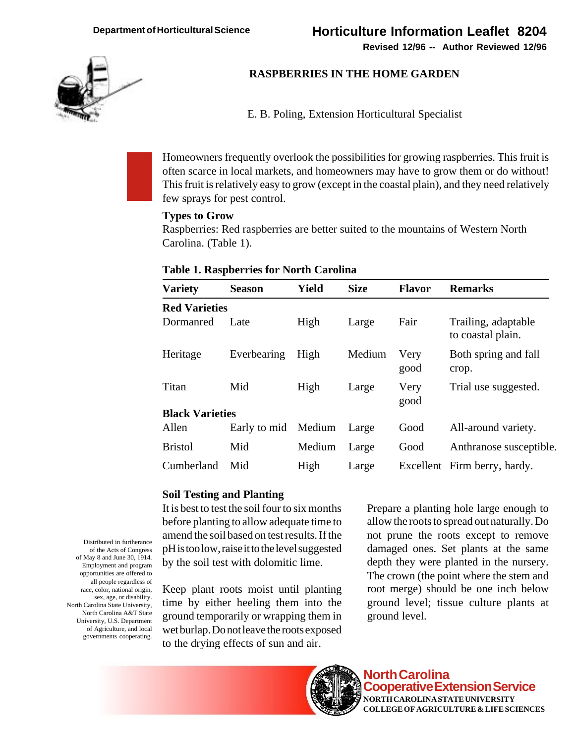Department of Horticultural Science

# Horticulture Information Leaflet 8204

**Revised 12/96 -- Author Reviewed 12/96**

## RASPBERRIES IN THE HOME GARDEN

E. B. Poling, Extension Horticultural Specialist

Homeowners frequently overlook the possibilities for growing raspberries. This fruit is often scarce in local markets, and homeowners may have to grow them or do without! This fruit is relatively easy to grow (except in the coastal plain), and they need relatively few sprays for pest control.

### Types to Grow

Raspberries: Red raspberries are better suited to the mountains of Western North Carolina. (Table 1).

**Table 1. Raspberries for North Carolina**

| Variety | Season | Yield | Size | Flavor | Remarks |
|---|---|---|---|---|---|
| **Red Varieties** | | | | | |
| Dormanred | Late | High | Large | Fair | Trailing, adaptable to coastal plain. |
| Heritage | Everbearing | High | Medium | Very good | Both spring and fall crop. |
| Titan | Mid | High | Large | Very good | Trial use suggested. |
| **Black Varieties** | | | | | |
| Allen | Early to mid | Medium | Large | Good | All-around variety. |
| Bristol | Mid | Medium | Large | Good | Anthranose susceptible. |
| Cumberland | Mid | High | Large | Excellent | Firm berry, hardy. |

### Soil Testing and Planting

It is best to test the soil four to six months before planting to allow adequate time to amend the soil based on test results. If the pH is too low, raise it to the level suggested by the soil test with dolomitic lime.

Keep plant roots moist until planting time by either heeling them into the ground temporarily or wrapping them in wet burlap. Do not leave the roots exposed to the drying effects of sun and air.

Prepare a planting hole large enough to allow the roots to spread out naturally. Do not prune the roots except to remove damaged ones. Set plants at the same depth they were planted in the nursery. The crown (the point where the stem and root merge) should be one inch below ground level; tissue culture plants at ground level.

Distributed in furtherance of the Acts of Congress of May 8 and June 30, 1914. Employment and program opportunities are offered to all people regardless of race, color, national origin, sex, age, or disability. North Carolina State University, North Carolina A&T State University, U.S. Department of Agriculture, and local governments cooperating.

North Carolina Cooperative Extension Service
NORTH CAROLINA STATE UNIVERSITY
COLLEGE OF AGRICULTURE & LIFE SCIENCES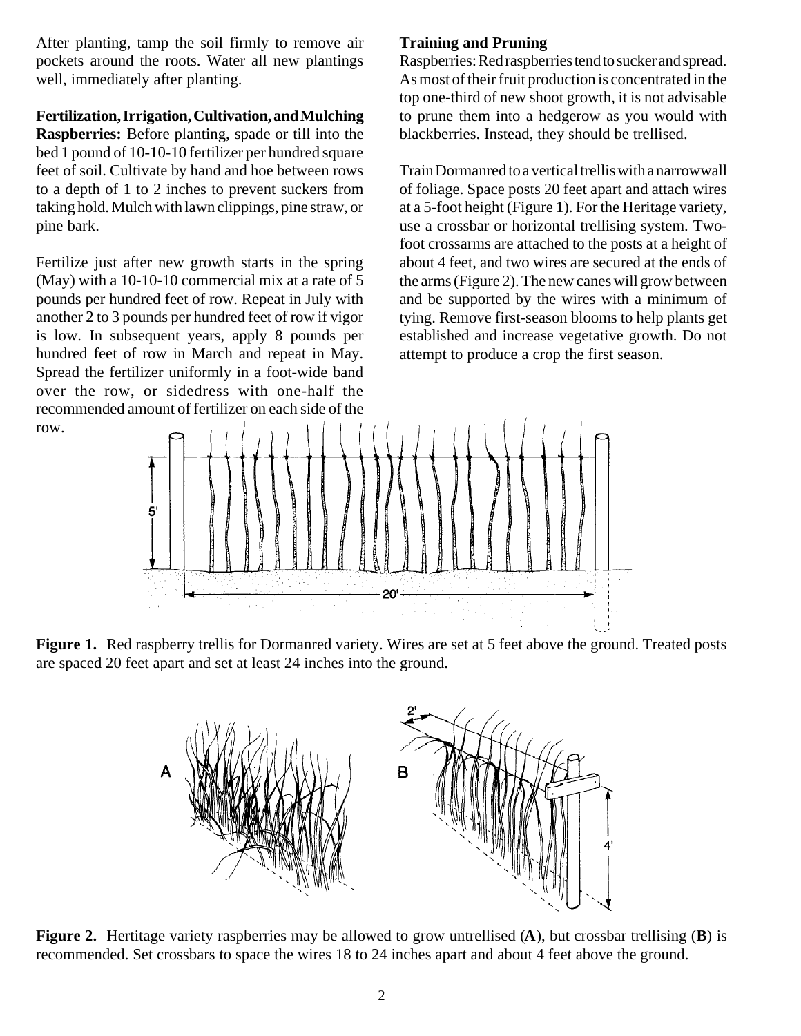After planting, tamp the soil firmly to remove air pockets around the roots. Water all new plantings well, immediately after planting.

**Fertilization, Irrigation, Cultivation, and Mulching**

**Raspberries:** Before planting, spade or till into the bed 1 pound of 10-10-10 fertilizer per hundred square feet of soil. Cultivate by hand and hoe between rows to a depth of 1 to 2 inches to prevent suckers from taking hold. Mulch with lawn clippings, pine straw, or pine bark.

Fertilize just after new growth starts in the spring (May) with a 10-10-10 commercial mix at a rate of 5 pounds per hundred feet of row. Repeat in July with another 2 to 3 pounds per hundred feet of row if vigor is low. In subsequent years, apply 8 pounds per hundred feet of row in March and repeat in May. Spread the fertilizer uniformly in a foot-wide band over the row, or sidedress with one-half the recommended amount of fertilizer on each side of the row.

**Training and Pruning**

Raspberries: Red raspberries tend to sucker and spread. As most of their fruit production is concentrated in the top one-third of new shoot growth, it is not advisable to prune them into a hedgerow as you would with blackberries. Instead, they should be trellised.

Train Dormanred to a vertical trellis with a narrow wall of foliage. Space posts 20 feet apart and attach wires at a 5-foot height (Figure 1). For the Heritage variety, use a crossbar or horizontal trellising system. Two-foot crossarms are attached to the posts at a height of about 4 feet, and two wires are secured at the ends of the arms (Figure 2). The new canes will grow between and be supported by the wires with a minimum of tying. Remove first-season blooms to help plants get established and increase vegetative growth. Do not attempt to produce a crop the first season.

**Figure 1.** Red raspberry trellis for Dormanred variety. Wires are set at 5 feet above the ground. Treated posts are spaced 20 feet apart and set at least 24 inches into the ground.

**Figure 2.** Hertitage variety raspberries may be allowed to grow untrellised (**A**), but crossbar trellising (**B**) is recommended. Set crossbars to space the wires 18 to 24 inches apart and about 4 feet above the ground.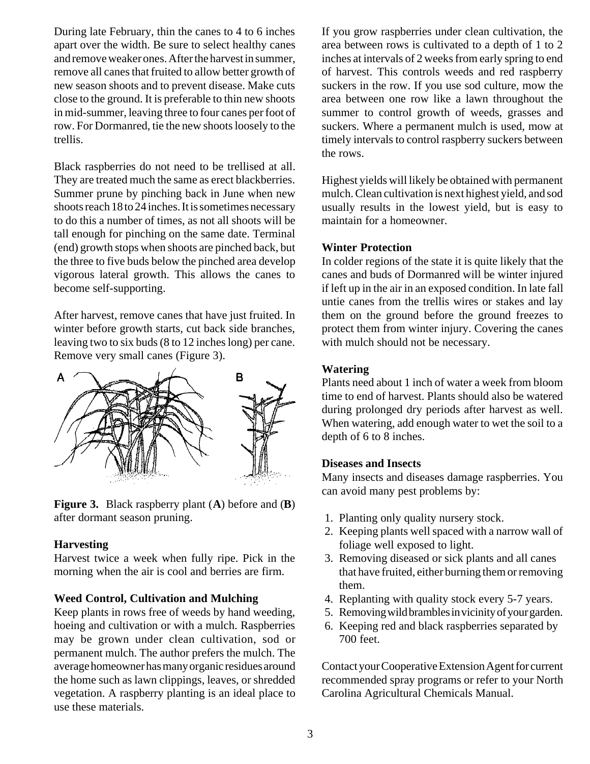During late February, thin the canes to 4 to 6 inches apart over the width. Be sure to select healthy canes and remove weaker ones. After the harvest in summer, remove all canes that fruited to allow better growth of new season shoots and to prevent disease. Make cuts close to the ground. It is preferable to thin new shoots in mid-summer, leaving three to four canes per foot of row. For Dormanred, tie the new shoots loosely to the trellis.

Black raspberries do not need to be trellised at all. They are treated much the same as erect blackberries. Summer prune by pinching back in June when new shoots reach 18 to 24 inches. It is sometimes necessary to do this a number of times, as not all shoots will be tall enough for pinching on the same date. Terminal (end) growth stops when shoots are pinched back, but the three to five buds below the pinched area develop vigorous lateral growth. This allows the canes to become self-supporting.

After harvest, remove canes that have just fruited. In winter before growth starts, cut back side branches, leaving two to six buds (8 to 12 inches long) per cane. Remove very small canes (Figure 3).

A

B

**Figure 3.** Black raspberry plant (**A**) before and (**B**) after dormant season pruning.

### Harvesting

Harvest twice a week when fully ripe. Pick in the morning when the air is cool and berries are firm.

### Weed Control, Cultivation and Mulching

Keep plants in rows free of weeds by hand weeding, hoeing and cultivation or with a mulch. Raspberries may be grown under clean cultivation, sod or permanent mulch. The author prefers the mulch. The average homeowner has many organic residues around the home such as lawn clippings, leaves, or shredded vegetation. A raspberry planting is an ideal place to use these materials.

If you grow raspberries under clean cultivation, the area between rows is cultivated to a depth of 1 to 2 inches at intervals of 2 weeks from early spring to end of harvest. This controls weeds and red raspberry suckers in the row. If you use sod culture, mow the area between one row like a lawn throughout the summer to control growth of weeds, grasses and suckers. Where a permanent mulch is used, mow at timely intervals to control raspberry suckers between the rows.

Highest yields will likely be obtained with permanent mulch. Clean cultivation is next highest yield, and sod usually results in the lowest yield, but is easy to maintain for a homeowner.

### Winter Protection

In colder regions of the state it is quite likely that the canes and buds of Dormanred will be winter injured if left up in the air in an exposed condition. In late fall untie canes from the trellis wires or stakes and lay them on the ground before the ground freezes to protect them from winter injury. Covering the canes with mulch should not be necessary.

### Watering

Plants need about 1 inch of water a week from bloom time to end of harvest. Plants should also be watered during prolonged dry periods after harvest as well. When watering, add enough water to wet the soil to a depth of 6 to 8 inches.

### Diseases and Insects

Many insects and diseases damage raspberries. You can avoid many pest problems by:

1. Planting only quality nursery stock.
2. Keeping plants well spaced with a narrow wall of foliage well exposed to light.
3. Removing diseased or sick plants and all canes that have fruited, either burning them or removing them.
4. Replanting with quality stock every 5-7 years.
5. Removing wild brambles in vicinity of your garden.
6. Keeping red and black raspberries separated by 700 feet.

Contact your Cooperative Extension Agent for current recommended spray programs or refer to your North Carolina Agricultural Chemicals Manual.